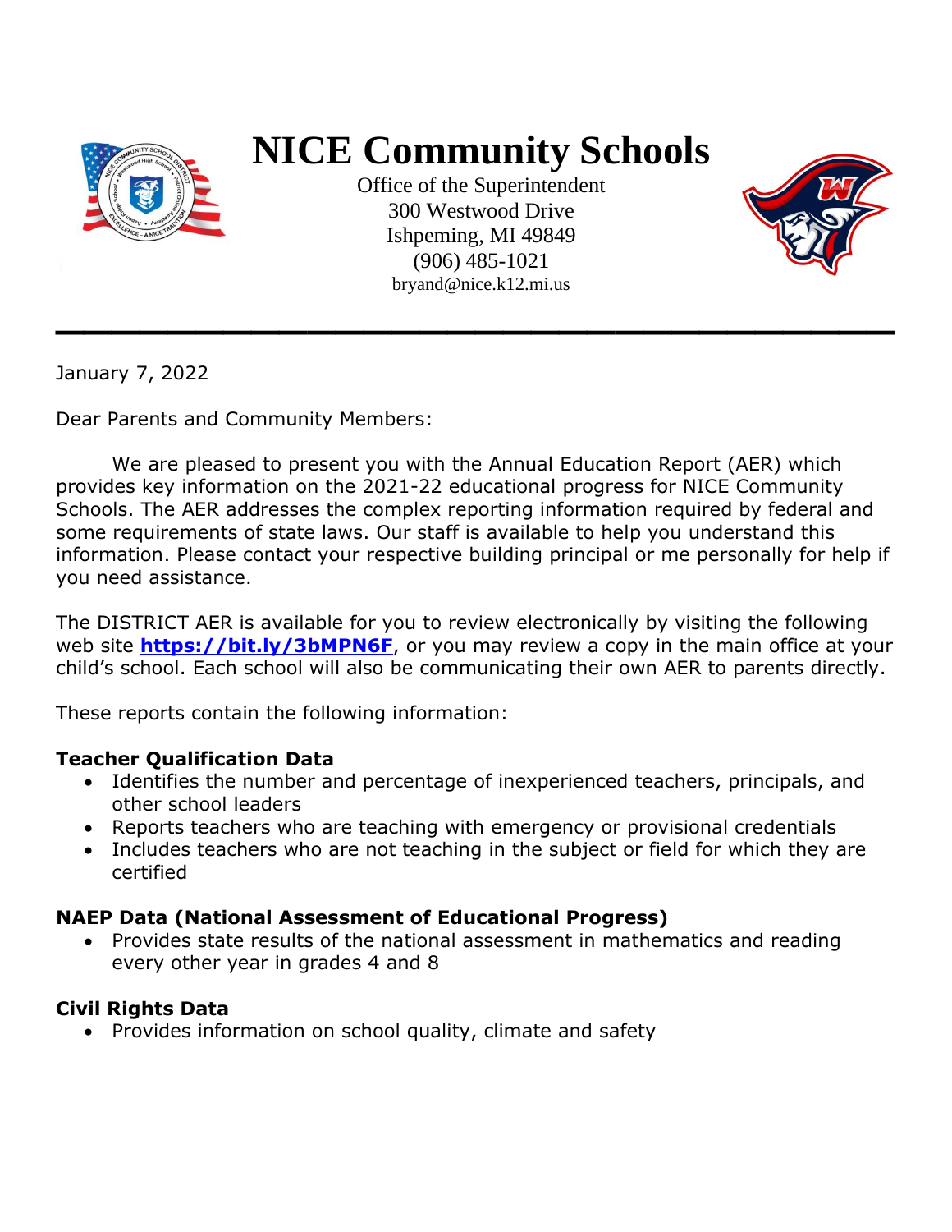# NICE Community Schools

Office of the Superintendent
300 Westwood Drive
Ishpeming, MI 49849
(906) 485-1021
bryand@nice.k12.mi.us

---

January 7, 2022

Dear Parents and Community Members:

We are pleased to present you with the Annual Education Report (AER) which provides key information on the 2021-22 educational progress for NICE Community Schools. The AER addresses the complex reporting information required by federal and some requirements of state laws. Our staff is available to help you understand this information. Please contact your respective building principal or me personally for help if you need assistance.

The DISTRICT AER is available for you to review electronically by visiting the following web site **https://bit.ly/3bMPN6F**, or you may review a copy in the main office at your child's school. Each school will also be communicating their own AER to parents directly.

These reports contain the following information:

**Teacher Qualification Data**

- Identifies the number and percentage of inexperienced teachers, principals, and other school leaders
- Reports teachers who are teaching with emergency or provisional credentials
- Includes teachers who are not teaching in the subject or field for which they are certified

**NAEP Data (National Assessment of Educational Progress)**

- Provides state results of the national assessment in mathematics and reading every other year in grades 4 and 8

**Civil Rights Data**

- Provides information on school quality, climate and safety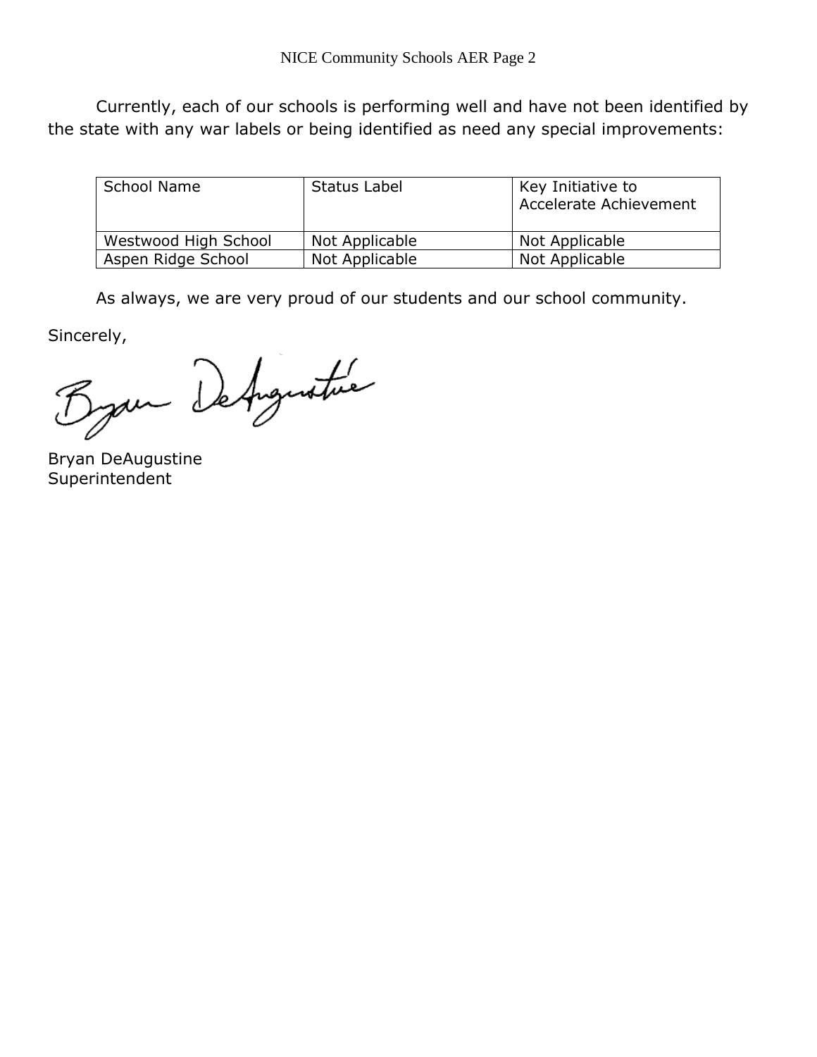Currently, each of our schools is performing well and have not been identified by the state with any war labels or being identified as need any special improvements:

| School Name | Status Label | Key Initiative to Accelerate Achievement |
|---|---|---|
| Westwood High School | Not Applicable | Not Applicable |
| Aspen Ridge School | Not Applicable | Not Applicable |

As always, we are very proud of our students and our school community.

Sincerely,

Bryan DeAugustine
Superintendent